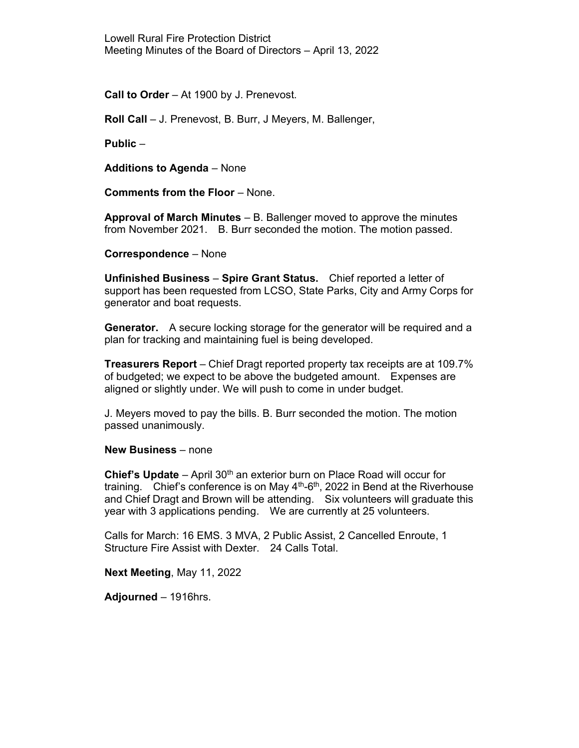Lowell Rural Fire Protection District
Meeting Minutes of the Board of Directors – April 13, 2022

**Call to Order** – At 1900 by J. Prenevost.

**Roll Call** – J. Prenevost, B. Burr, J Meyers, M. Ballenger,

**Public** –

**Additions to Agenda** – None

**Comments from the Floor** – None.

**Approval of March Minutes** – B. Ballenger moved to approve the minutes from November 2021. B. Burr seconded the motion. The motion passed.

**Correspondence** – None

**Unfinished Business** – **Spire Grant Status.** Chief reported a letter of support has been requested from LCSO, State Parks, City and Army Corps for generator and boat requests.

**Generator.** A secure locking storage for the generator will be required and a plan for tracking and maintaining fuel is being developed.

**Treasurers Report** – Chief Dragt reported property tax receipts are at 109.7% of budgeted; we expect to be above the budgeted amount. Expenses are aligned or slightly under. We will push to come in under budget.

J. Meyers moved to pay the bills. B. Burr seconded the motion. The motion passed unanimously.

**New Business** – none

**Chief's Update** – April 30th an exterior burn on Place Road will occur for training. Chief's conference is on May 4th-6th, 2022 in Bend at the Riverhouse and Chief Dragt and Brown will be attending. Six volunteers will graduate this year with 3 applications pending. We are currently at 25 volunteers.

Calls for March: 16 EMS. 3 MVA, 2 Public Assist, 2 Cancelled Enroute, 1 Structure Fire Assist with Dexter. 24 Calls Total.

**Next Meeting**, May 11, 2022

**Adjourned** – 1916hrs.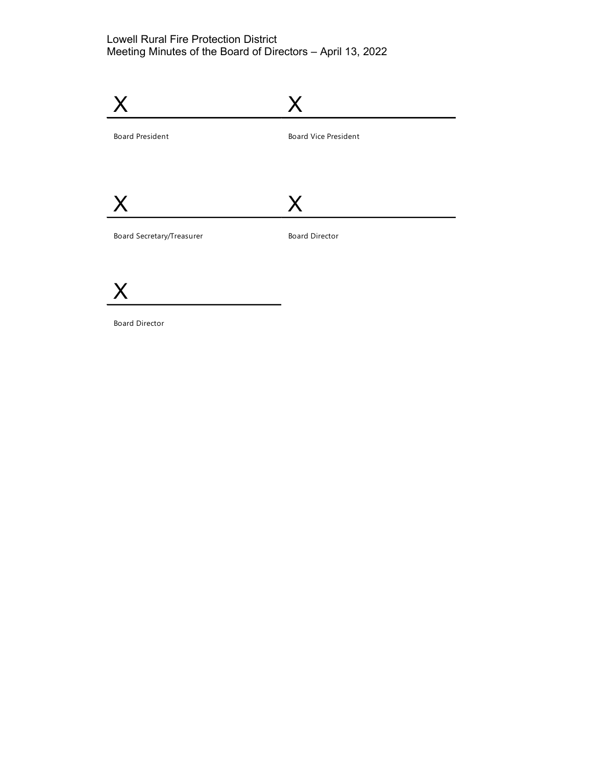X
___________________________

Board President

X
___________________________

Board Vice President

X
___________________________

Board Secretary/Treasurer

X
___________________________

Board Director

X
___________________________

Board Director